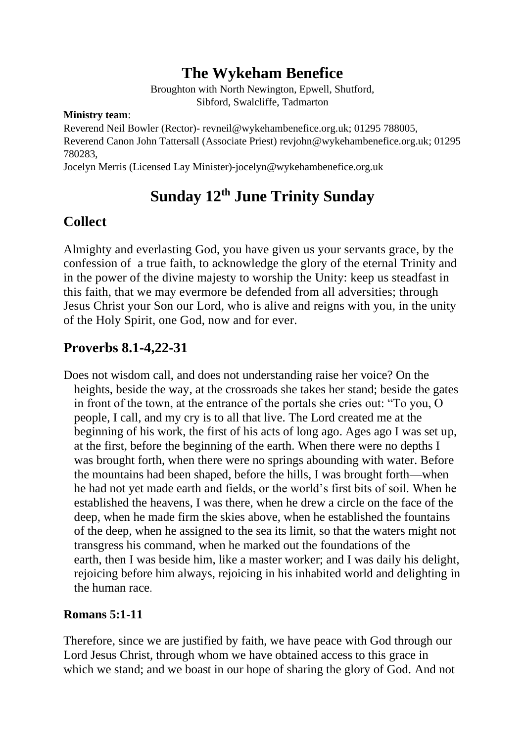# The Wykeham Benefice

Broughton with North Newington, Epwell, Shutford,
Sibford, Swalcliffe, Tadmarton

**Ministry team**:

Reverend Neil Bowler (Rector)- revneil@wykehambenefice.org.uk; 01295 788005,
Reverend Canon John Tattersall (Associate Priest) revjohn@wykehambenefice.org.uk; 01295 780283,
Jocelyn Merris (Licensed Lay Minister)-jocelyn@wykehambenefice.org.uk

# Sunday 12th June Trinity Sunday

## Collect

Almighty and everlasting God, you have given us your servants grace, by the confession of a true faith, to acknowledge the glory of the eternal Trinity and in the power of the divine majesty to worship the Unity: keep us steadfast in this faith, that we may evermore be defended from all adversities; through Jesus Christ your Son our Lord, who is alive and reigns with you, in the unity of the Holy Spirit, one God, now and for ever.

## Proverbs 8.1-4,22-31

Does not wisdom call, and does not understanding raise her voice? On the heights, beside the way, at the crossroads she takes her stand; beside the gates in front of the town, at the entrance of the portals she cries out: "To you, O people, I call, and my cry is to all that live. The Lord created me at the beginning of his work, the first of his acts of long ago. Ages ago I was set up, at the first, before the beginning of the earth. When there were no depths I was brought forth, when there were no springs abounding with water. Before the mountains had been shaped, before the hills, I was brought forth—when he had not yet made earth and fields, or the world's first bits of soil. When he established the heavens, I was there, when he drew a circle on the face of the deep, when he made firm the skies above, when he established the fountains of the deep, when he assigned to the sea its limit, so that the waters might not transgress his command, when he marked out the foundations of the earth, then I was beside him, like a master worker; and I was daily his delight, rejoicing before him always, rejoicing in his inhabited world and delighting in the human race.

### Romans 5:1-11

Therefore, since we are justified by faith, we have peace with God through our Lord Jesus Christ, through whom we have obtained access to this grace in which we stand; and we boast in our hope of sharing the glory of God. And not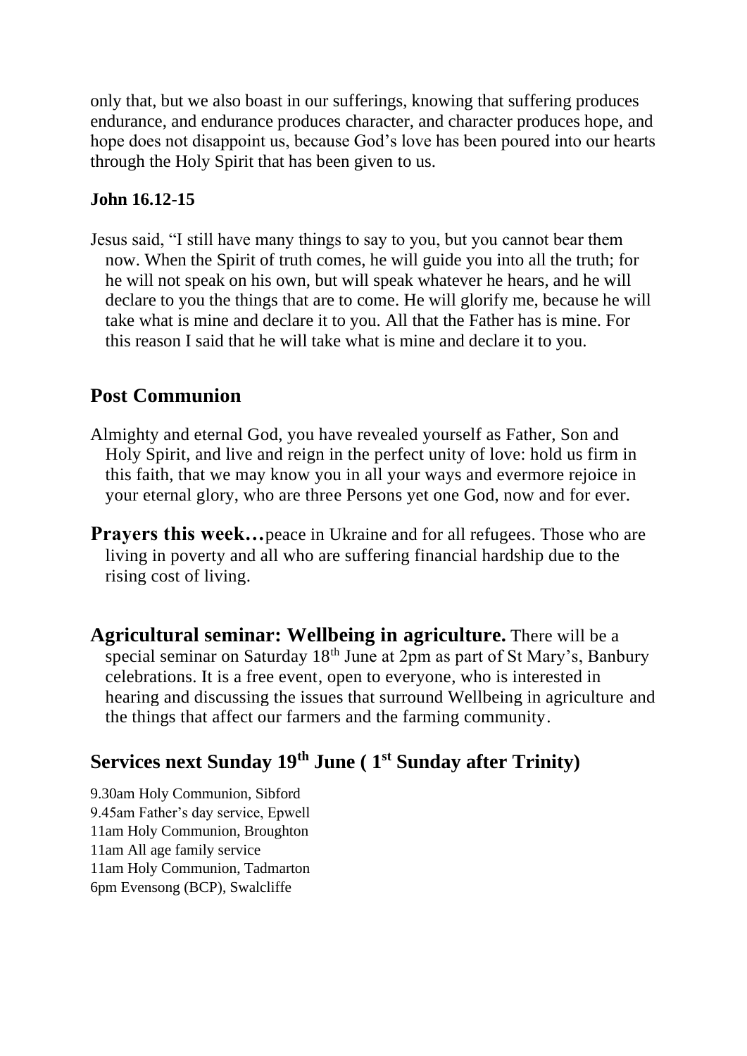only that, but we also boast in our sufferings, knowing that suffering produces endurance, and endurance produces character, and character produces hope, and hope does not disappoint us, because God's love has been poured into our hearts through the Holy Spirit that has been given to us.

**John 16.12-15**

Jesus said, "I still have many things to say to you, but you cannot bear them now. When the Spirit of truth comes, he will guide you into all the truth; for he will not speak on his own, but will speak whatever he hears, and he will declare to you the things that are to come. He will glorify me, because he will take what is mine and declare it to you. All that the Father has is mine. For this reason I said that he will take what is mine and declare it to you.

## Post Communion

Almighty and eternal God, you have revealed yourself as Father, Son and Holy Spirit, and live and reign in the perfect unity of love: hold us firm in this faith, that we may know you in all your ways and evermore rejoice in your eternal glory, who are three Persons yet one God, now and for ever.

**Prayers this week…**peace in Ukraine and for all refugees. Those who are living in poverty and all who are suffering financial hardship due to the rising cost of living.

**Agricultural seminar: Wellbeing in agriculture.** There will be a special seminar on Saturday 18th June at 2pm as part of St Mary's, Banbury celebrations. It is a free event, open to everyone, who is interested in hearing and discussing the issues that surround Wellbeing in agriculture and the things that affect our farmers and the farming community.

## Services next Sunday 19th June ( 1st Sunday after Trinity)

9.30am Holy Communion, Sibford
9.45am Father's day service, Epwell
11am Holy Communion, Broughton
11am All age family service
11am Holy Communion, Tadmarton
6pm Evensong (BCP), Swalcliffe